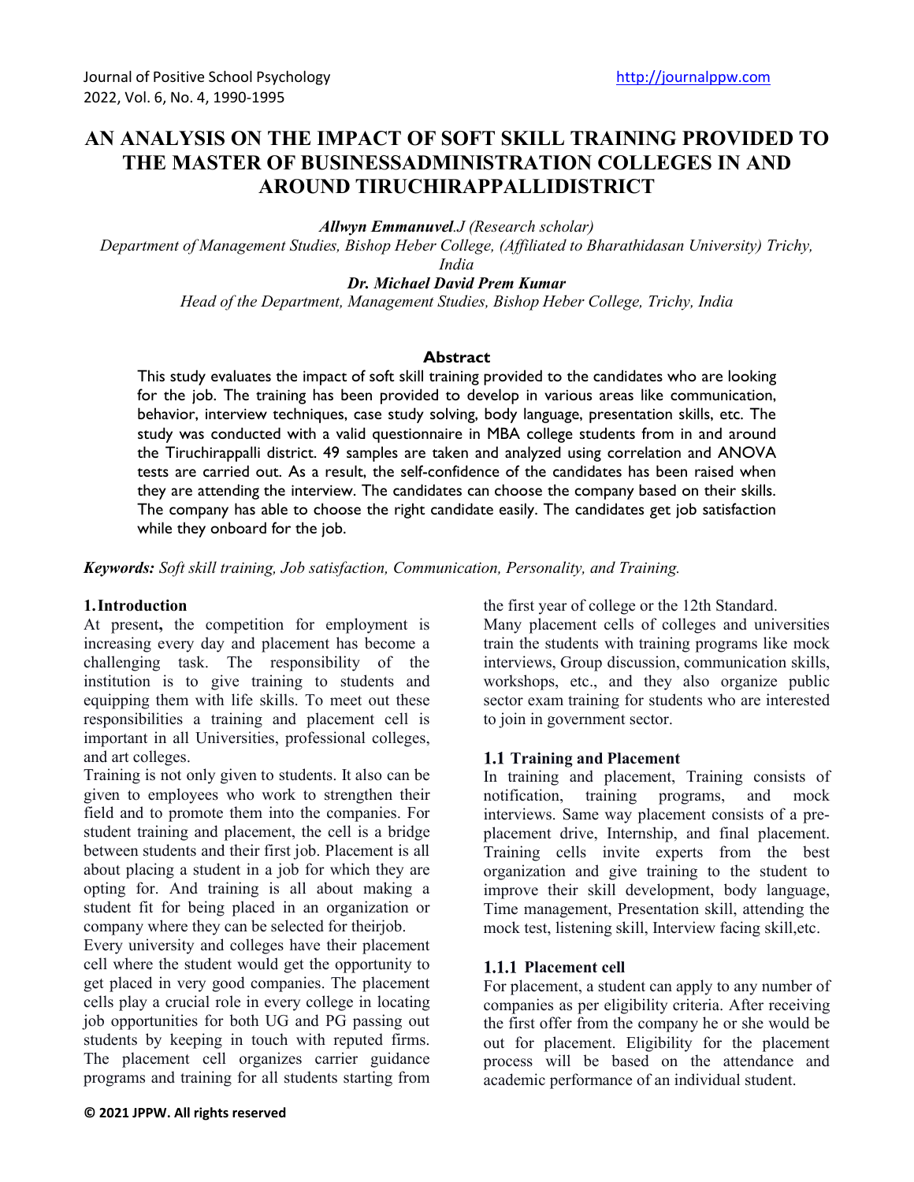# AN ANALYSIS ON THE IMPACT OF SOFT SKILL TRAINING PROVIDED TO THE MASTER OF BUSINESSADMINISTRATION COLLEGES IN AND AROUND TIRUCHIRAPPALLIDISTRICT

***Allwyn Emmanuvel****.J (Research scholar)*

*Department of Management Studies, Bishop Heber College, (Affiliated to Bharathidasan University) Trichy, India*

***Dr. Michael David Prem Kumar***

*Head of the Department, Management Studies, Bishop Heber College, Trichy, India*

## Abstract

This study evaluates the impact of soft skill training provided to the candidates who are looking for the job. The training has been provided to develop in various areas like communication, behavior, interview techniques, case study solving, body language, presentation skills, etc. The study was conducted with a valid questionnaire in MBA college students from in and around the Tiruchirappalli district. 49 samples are taken and analyzed using correlation and ANOVA tests are carried out. As a result, the self-confidence of the candidates has been raised when they are attending the interview. The candidates can choose the company based on their skills. The company has able to choose the right candidate easily. The candidates get job satisfaction while they onboard for the job.

***Keywords:*** *Soft skill training, Job satisfaction, Communication, Personality, and Training.*

## 1. Introduction

At present**,** the competition for employment is increasing every day and placement has become a challenging task. The responsibility of the institution is to give training to students and equipping them with life skills. To meet out these responsibilities a training and placement cell is important in all Universities, professional colleges, and art colleges.

Training is not only given to students. It also can be given to employees who work to strengthen their field and to promote them into the companies. For student training and placement, the cell is a bridge between students and their first job. Placement is all about placing a student in a job for which they are opting for. And training is all about making a student fit for being placed in an organization or company where they can be selected for theirjob.

Every university and colleges have their placement cell where the student would get the opportunity to get placed in very good companies. The placement cells play a crucial role in every college in locating job opportunities for both UG and PG passing out students by keeping in touch with reputed firms. The placement cell organizes carrier guidance programs and training for all students starting from the first year of college or the 12th Standard.

Many placement cells of colleges and universities train the students with training programs like mock interviews, Group discussion, communication skills, workshops, etc., and they also organize public sector exam training for students who are interested to join in government sector.

### 1.1 Training and Placement

In training and placement, Training consists of notification, training programs, and mock interviews. Same way placement consists of a pre-placement drive, Internship, and final placement. Training cells invite experts from the best organization and give training to the student to improve their skill development, body language, Time management, Presentation skill, attending the mock test, listening skill, Interview facing skill,etc.

#### 1.1.1 Placement cell

For placement, a student can apply to any number of companies as per eligibility criteria. After receiving the first offer from the company he or she would be out for placement. Eligibility for the placement process will be based on the attendance and academic performance of an individual student.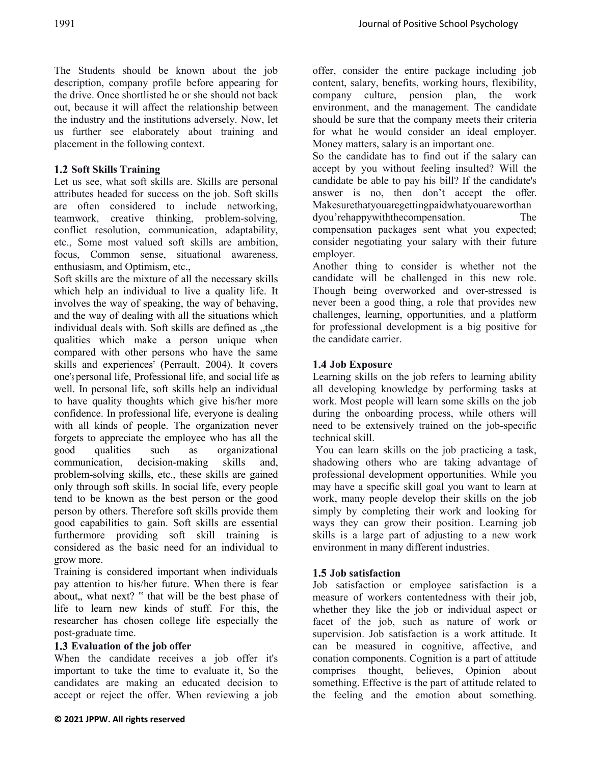The Students should be known about the job description, company profile before appearing for the drive. Once shortlisted he or she should not back out, because it will affect the relationship between the industry and the institutions adversely. Now, let us further see elaborately about training and placement in the following context.

### 1.2 Soft Skills Training

Let us see, what soft skills are. Skills are personal attributes headed for success on the job. Soft skills are often considered to include networking, teamwork, creative thinking, problem-solving, conflict resolution, communication, adaptability, etc., Some most valued soft skills are ambition, focus, Common sense, situational awareness, enthusiasm, and Optimism, etc.,

Soft skills are the mixture of all the necessary skills which help an individual to live a quality life. It involves the way of speaking, the way of behaving, and the way of dealing with all the situations which individual deals with. Soft skills are defined as „the qualities which make a person unique when compared with other persons who have the same skills and experiences" (Perrault, 2004). It covers one's personal life, Professional life, and social life as well. In personal life, soft skills help an individual to have quality thoughts which give his/her more confidence. In professional life, everyone is dealing with all kinds of people. The organization never forgets to appreciate the employee who has all the good qualities such as organizational communication, decision-making skills and, problem-solving skills, etc., these skills are gained only through soft skills. In social life, every people tend to be known as the best person or the good person by others. Therefore soft skills provide them good capabilities to gain. Soft skills are essential furthermore providing soft skill training is considered as the basic need for an individual to grow more.

Training is considered important when individuals pay attention to his/her future. When there is fear about„ what next? " that will be the best phase of life to learn new kinds of stuff. For this, the researcher has chosen college life especially the post-graduate time.

### 1.3 Evaluation of the job offer

When the candidate receives a job offer it's important to take the time to evaluate it, So the candidates are making an educated decision to accept or reject the offer. When reviewing a job offer, consider the entire package including job content, salary, benefits, working hours, flexibility, company culture, pension plan, the work environment, and the management. The candidate should be sure that the company meets their criteria for what he would consider an ideal employer. Money matters, salary is an important one.

So the candidate has to find out if the salary can accept by you without feeling insulted? Will the candidate be able to pay his bill? If the candidate's answer is no, then don't accept the offer. Makesurethatyouaregettingpaidwhatyouareworthan dyou'rehappywiththecompensation. The compensation packages sent what you expected; consider negotiating your salary with their future employer.

Another thing to consider is whether not the candidate will be challenged in this new role. Though being overworked and over-stressed is never been a good thing, a role that provides new challenges, learning, opportunities, and a platform for professional development is a big positive for the candidate carrier.

### 1.4 Job Exposure

Learning skills on the job refers to learning ability all developing knowledge by performing tasks at work. Most people will learn some skills on the job during the onboarding process, while others will need to be extensively trained on the job-specific technical skill.

You can learn skills on the job practicing a task, shadowing others who are taking advantage of professional development opportunities. While you may have a specific skill goal you want to learn at work, many people develop their skills on the job simply by completing their work and looking for ways they can grow their position. Learning job skills is a large part of adjusting to a new work environment in many different industries.

### 1.5 Job satisfaction

Job satisfaction or employee satisfaction is a measure of workers contentedness with their job, whether they like the job or individual aspect or facet of the job, such as nature of work or supervision. Job satisfaction is a work attitude. It can be measured in cognitive, affective, and conation components. Cognition is a part of attitude comprises thought, believes, Opinion about something. Effective is the part of attitude related to the feeling and the emotion about something.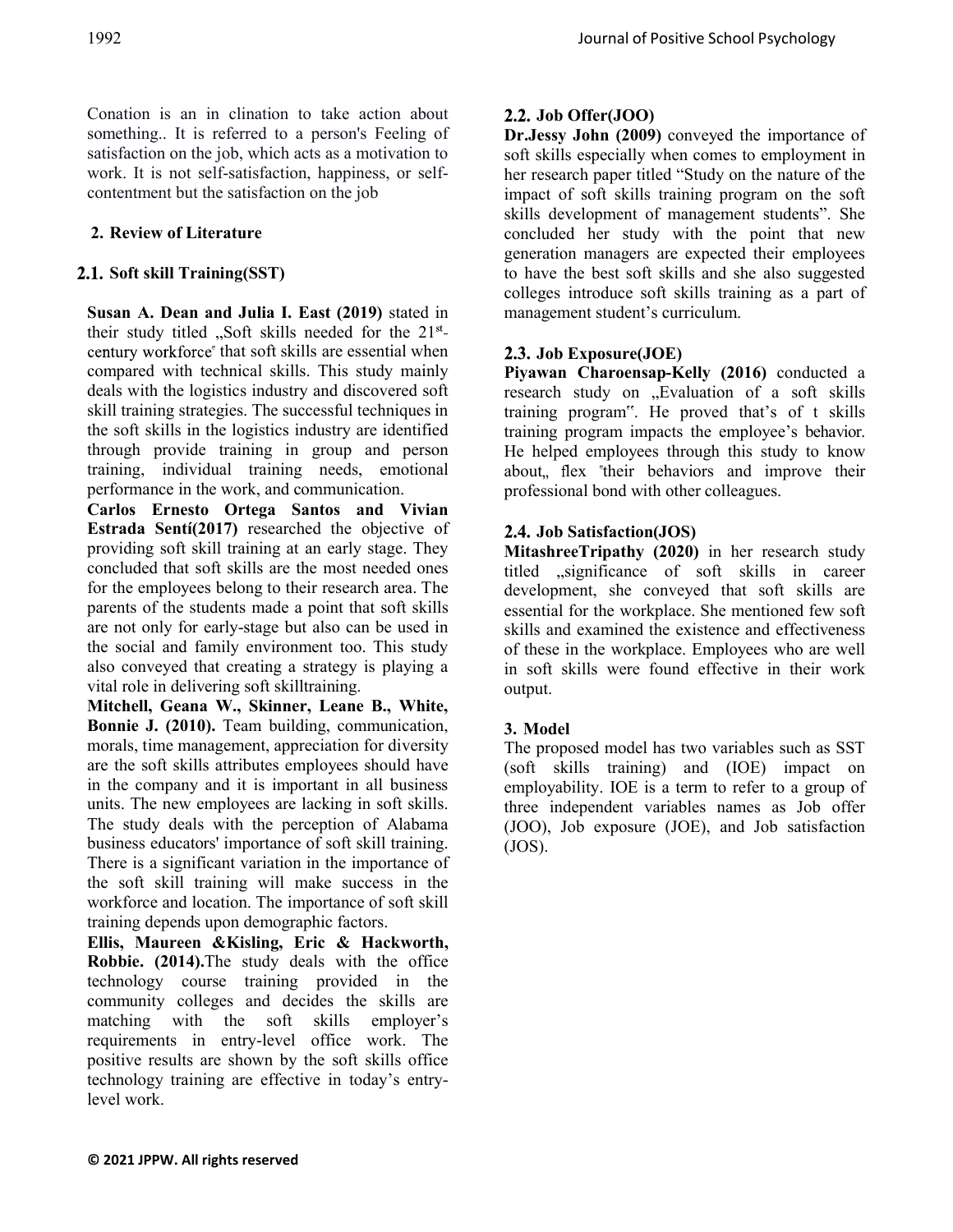Conation is an in clination to take action about something.. It is referred to a person's Feeling of satisfaction on the job, which acts as a motivation to work. It is not self-satisfaction, happiness, or self-contentment but the satisfaction on the job

## 2. Review of Literature

### 2.1. Soft skill Training(SST)

**Susan A. Dean and Julia I. East (2019)** stated in their study titled „Soft skills needed for the 21st-century workforce" that soft skills are essential when compared with technical skills. This study mainly deals with the logistics industry and discovered soft skill training strategies. The successful techniques in the soft skills in the logistics industry are identified through provide training in group and person training, individual training needs, emotional performance in the work, and communication.

**Carlos Ernesto Ortega Santos and Vivian Estrada Sentí(2017)** researched the objective of providing soft skill training at an early stage. They concluded that soft skills are the most needed ones for the employees belong to their research area. The parents of the students made a point that soft skills are not only for early-stage but also can be used in the social and family environment too. This study also conveyed that creating a strategy is playing a vital role in delivering soft skilltraining.

**Mitchell, Geana W., Skinner, Leane B., White, Bonnie J. (2010).** Team building, communication, morals, time management, appreciation for diversity are the soft skills attributes employees should have in the company and it is important in all business units. The new employees are lacking in soft skills. The study deals with the perception of Alabama business educators' importance of soft skill training. There is a significant variation in the importance of the soft skill training will make success in the workforce and location. The importance of soft skill training depends upon demographic factors.

**Ellis, Maureen &Kisling, Eric & Hackworth, Robbie. (2014).**The study deals with the office technology course training provided in the community colleges and decides the skills are matching with the soft skills employer's requirements in entry-level office work. The positive results are shown by the soft skills office technology training are effective in today's entry-level work.

### 2.2. Job Offer(JOO)

**Dr.Jessy John (2009)** conveyed the importance of soft skills especially when comes to employment in her research paper titled "Study on the nature of the impact of soft skills training program on the soft skills development of management students". She concluded her study with the point that new generation managers are expected their employees to have the best soft skills and she also suggested colleges introduce soft skills training as a part of management student's curriculum.

### 2.3. Job Exposure(JOE)

**Piyawan Charoensap-Kelly (2016)** conducted a research study on „Evaluation of a soft skills training program". He proved that's of t skills training program impacts the employee's behavior. He helped employees through this study to know about„ flex "their behaviors and improve their professional bond with other colleagues.

### 2.4. Job Satisfaction(JOS)

**MitashreeTripathy (2020)** in her research study titled „significance of soft skills in career development, she conveyed that soft skills are essential for the workplace. She mentioned few soft skills and examined the existence and effectiveness of these in the workplace. Employees who are well in soft skills were found effective in their work output.

## 3. Model

The proposed model has two variables such as SST (soft skills training) and (IOE) impact on employability. IOE is a term to refer to a group of three independent variables names as Job offer (JOO), Job exposure (JOE), and Job satisfaction (JOS).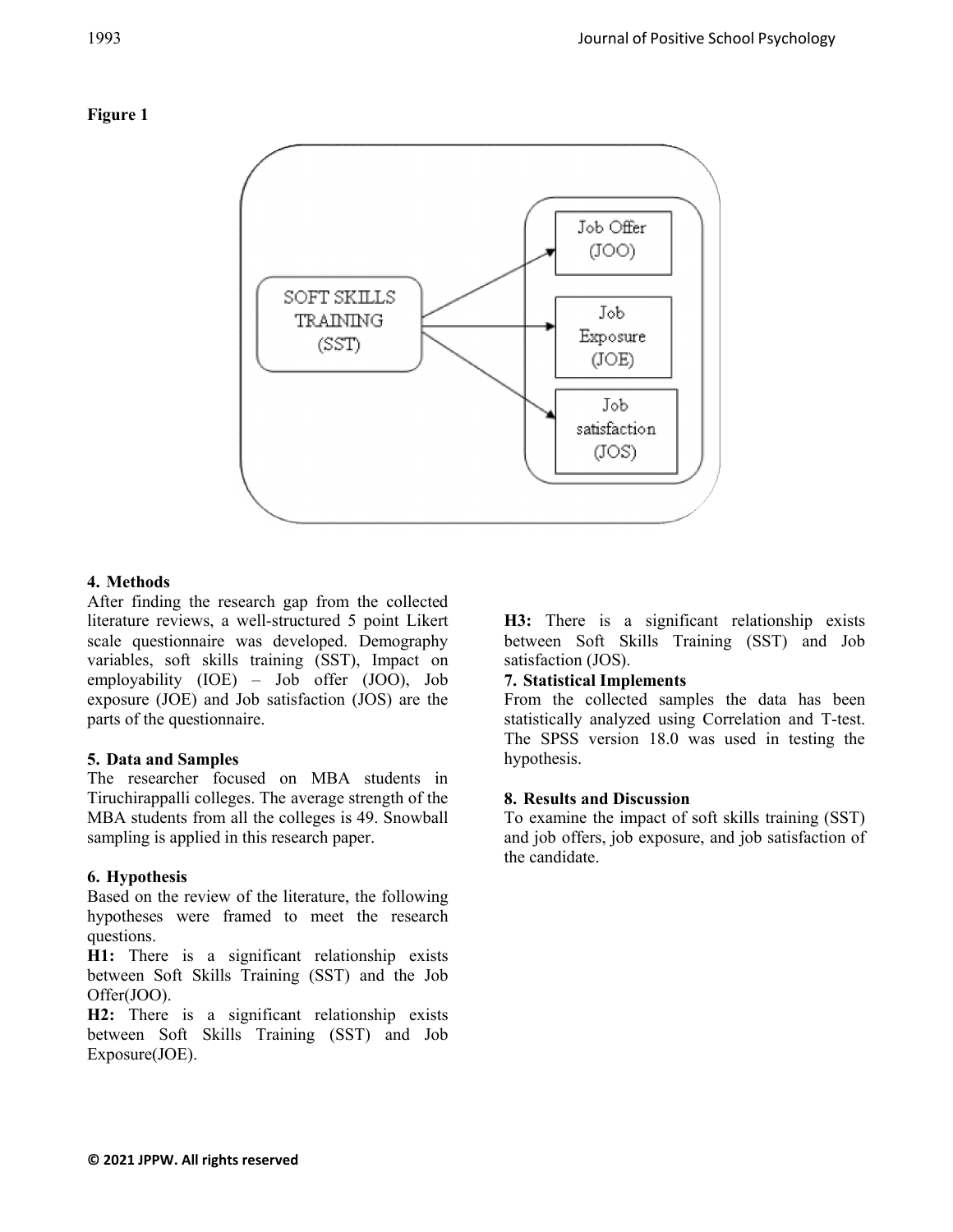**Figure 1**

## 4. Methods

After finding the research gap from the collected literature reviews, a well-structured 5 point Likert scale questionnaire was developed. Demography variables, soft skills training (SST), Impact on employability (IOE) – Job offer (JOO), Job exposure (JOE) and Job satisfaction (JOS) are the parts of the questionnaire.

## 5. Data and Samples

The researcher focused on MBA students in Tiruchirappalli colleges. The average strength of the MBA students from all the colleges is 49. Snowball sampling is applied in this research paper.

## 6. Hypothesis

Based on the review of the literature, the following hypotheses were framed to meet the research questions.

**H1:** There is a significant relationship exists between Soft Skills Training (SST) and the Job Offer(JOO).

**H2:** There is a significant relationship exists between Soft Skills Training (SST) and Job Exposure(JOE).

**H3:** There is a significant relationship exists between Soft Skills Training (SST) and Job satisfaction (JOS).

## 7. Statistical Implements

From the collected samples the data has been statistically analyzed using Correlation and T-test. The SPSS version 18.0 was used in testing the hypothesis.

## 8. Results and Discussion

To examine the impact of soft skills training (SST) and job offers, job exposure, and job satisfaction of the candidate.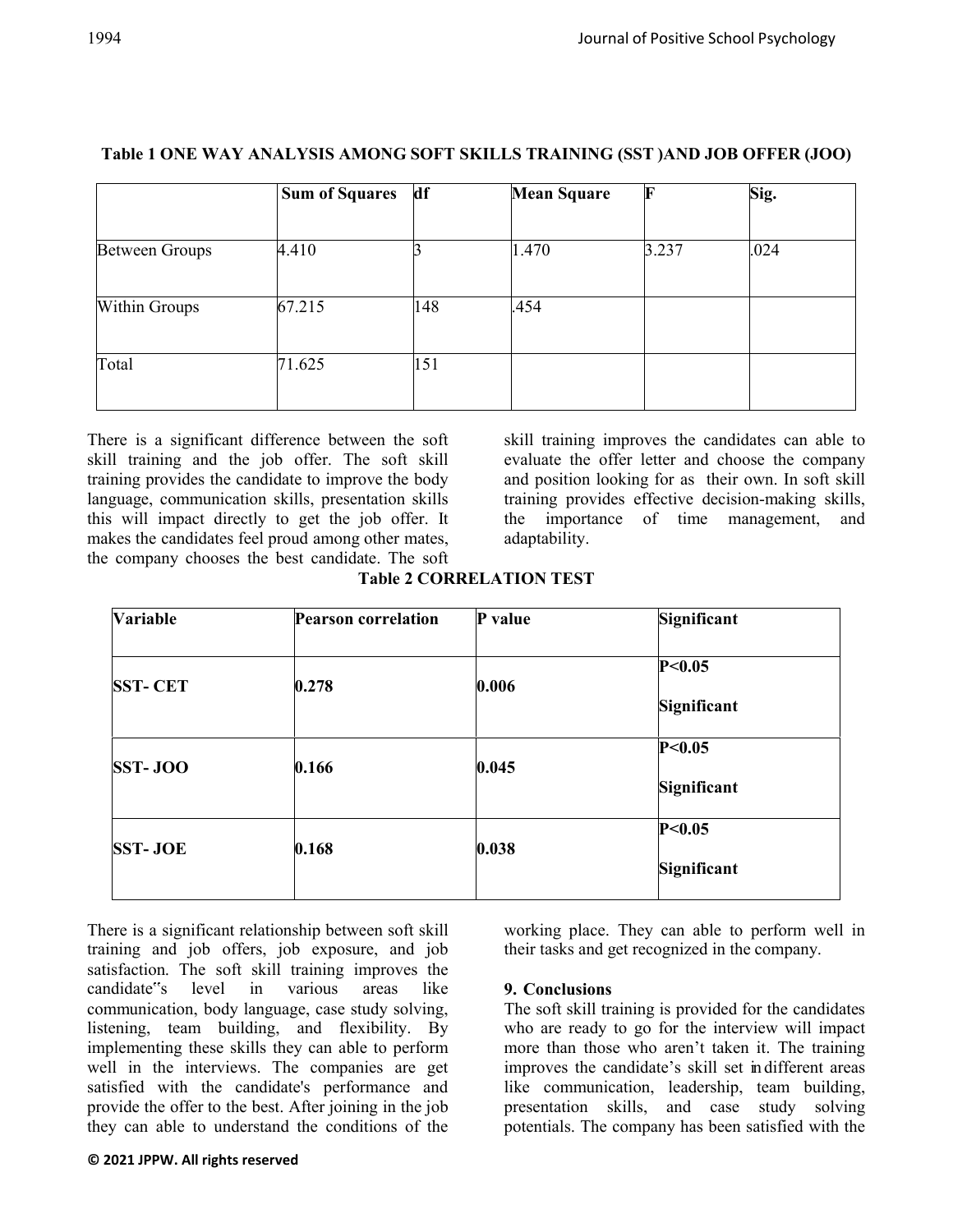**Table 1 ONE WAY ANALYSIS AMONG SOFT SKILLS TRAINING (SST )AND JOB OFFER (JOO)**

| | **Sum of Squares** | **df** | **Mean Square** | **F** | **Sig.** |
|---|---|---|---|---|---|
| Between Groups | 4.410 | 3 | 1.470 | 3.237 | .024 |
| Within Groups | 67.215 | 148 | .454 | | |
| Total | 71.625 | 151 | | | |

There is a significant difference between the soft skill training and the job offer. The soft skill training provides the candidate to improve the body language, communication skills, presentation skills this will impact directly to get the job offer. It makes the candidates feel proud among other mates, the company chooses the best candidate. The soft skill training improves the candidates can able to evaluate the offer letter and choose the company and position looking for as their own. In soft skill training provides effective decision-making skills, the importance of time management, and adaptability.

**Table 2 CORRELATION TEST**

| **Variable** | **Pearson correlation** | **P value** | **Significant** |
|---|---|---|---|
| **SST- CET** | **0.278** | **0.006** | **P<0.05 Significant** |
| **SST- JOO** | **0.166** | **0.045** | **P<0.05 Significant** |
| **SST- JOE** | **0.168** | **0.038** | **P<0.05 Significant** |

There is a significant relationship between soft skill training and job offers, job exposure, and job satisfaction. The soft skill training improves the candidate"s level in various areas like communication, body language, case study solving, listening, team building, and flexibility. By implementing these skills they can able to perform well in the interviews. The companies are get satisfied with the candidate's performance and provide the offer to the best. After joining in the job they can able to understand the conditions of the working place. They can able to perform well in their tasks and get recognized in the company.

## 9. Conclusions

The soft skill training is provided for the candidates who are ready to go for the interview will impact more than those who aren't taken it. The training improves the candidate's skill set in different areas like communication, leadership, team building, presentation skills, and case study solving potentials. The company has been satisfied with the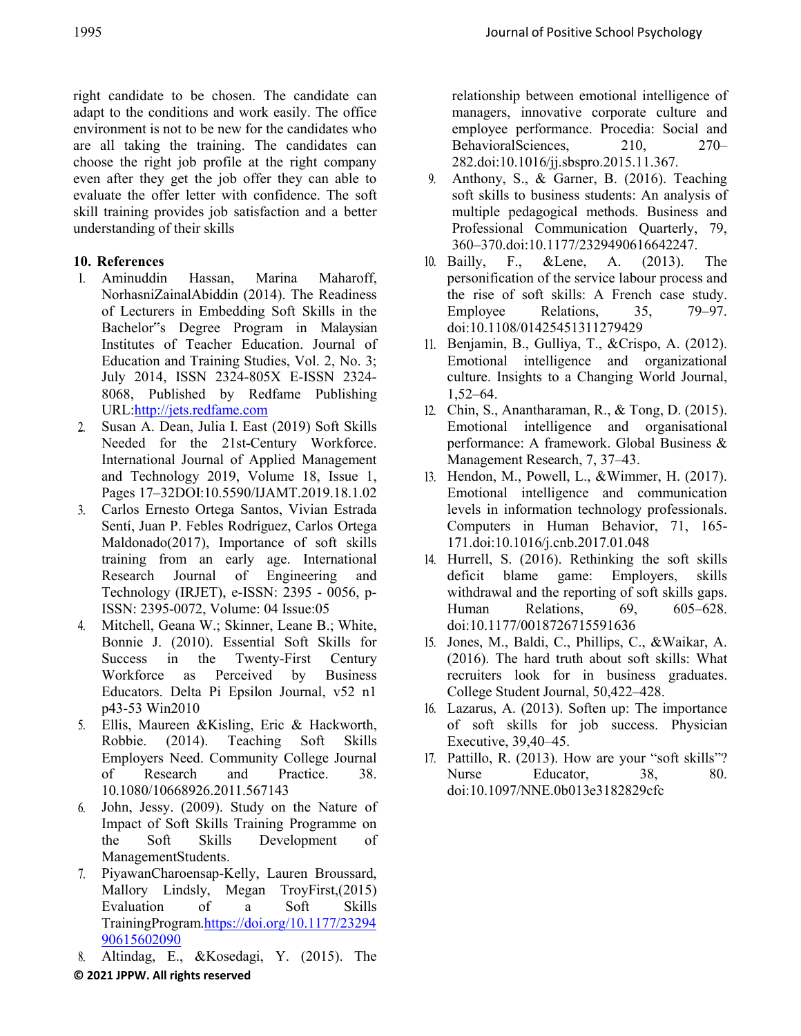right candidate to be chosen. The candidate can adapt to the conditions and work easily. The office environment is not to be new for the candidates who are all taking the training. The candidates can choose the right job profile at the right company even after they get the job offer they can able to evaluate the offer letter with confidence. The soft skill training provides job satisfaction and a better understanding of their skills

## 10. References

1. Aminuddin Hassan, Marina Maharoff, NorhasniZainalAbiddin (2014). The Readiness of Lecturers in Embedding Soft Skills in the Bachelor‟s Degree Program in Malaysian Institutes of Teacher Education. Journal of Education and Training Studies, Vol. 2, No. 3; July 2014, ISSN 2324-805X E-ISSN 2324-8068, Published by Redfame Publishing URL:http://jets.redfame.com
2. Susan A. Dean, Julia I. East (2019) Soft Skills Needed for the 21st-Century Workforce. International Journal of Applied Management and Technology 2019, Volume 18, Issue 1, Pages 17–32DOI:10.5590/IJAMT.2019.18.1.02
3. Carlos Ernesto Ortega Santos, Vivian Estrada Sentí, Juan P. Febles Rodríguez, Carlos Ortega Maldonado(2017), Importance of soft skills training from an early age. International Research Journal of Engineering and Technology (IRJET), e-ISSN: 2395 - 0056, p-ISSN: 2395-0072, Volume: 04 Issue:05
4. Mitchell, Geana W.; Skinner, Leane B.; White, Bonnie J. (2010). Essential Soft Skills for Success in the Twenty-First Century Workforce as Perceived by Business Educators. Delta Pi Epsilon Journal, v52 n1 p43-53 Win2010
5. Ellis, Maureen &Kisling, Eric & Hackworth, Robbie. (2014). Teaching Soft Skills Employers Need. Community College Journal of Research and Practice. 38. 10.1080/10668926.2011.567143
6. John, Jessy. (2009). Study on the Nature of Impact of Soft Skills Training Programme on the Soft Skills Development of ManagementStudents.
7. PiyawanCharoensap-Kelly, Lauren Broussard, Mallory Lindsly, Megan TroyFirst,(2015) Evaluation of a Soft Skills TrainingProgram.https://doi.org/10.1177/2329490615602090
8. Altindag, E., &Kosedagi, Y. (2015). The relationship between emotional intelligence of managers, innovative corporate culture and employee performance. Procedia: Social and BehavioralSciences, 210, 270–282.doi:10.1016/jj.sbspro.2015.11.367.
9. Anthony, S., & Garner, B. (2016). Teaching soft skills to business students: An analysis of multiple pedagogical methods. Business and Professional Communication Quarterly, 79, 360–370.doi:10.1177/2329490616642247.
10. Bailly, F., &Lene, A. (2013). The personification of the service labour process and the rise of soft skills: A French case study. Employee Relations, 35, 79–97. doi:10.1108/01425451311279429
11. Benjamin, B., Gulliya, T., &Crispo, A. (2012). Emotional intelligence and organizational culture. Insights to a Changing World Journal, 1,52–64.
12. Chin, S., Anantharaman, R., & Tong, D. (2015). Emotional intelligence and organisational performance: A framework. Global Business & Management Research, 7, 37–43.
13. Hendon, M., Powell, L., &Wimmer, H. (2017). Emotional intelligence and communication levels in information technology professionals. Computers in Human Behavior, 71, 165-171.doi:10.1016/j.cnb.2017.01.048
14. Hurrell, S. (2016). Rethinking the soft skills deficit blame game: Employers, skills withdrawal and the reporting of soft skills gaps. Human Relations, 69, 605–628. doi:10.1177/0018726715591636
15. Jones, M., Baldi, C., Phillips, C., &Waikar, A. (2016). The hard truth about soft skills: What recruiters look for in business graduates. College Student Journal, 50,422–428.
16. Lazarus, A. (2013). Soften up: The importance of soft skills for job success. Physician Executive, 39,40–45.
17. Pattillo, R. (2013). How are your "soft skills"? Nurse Educator, 38, 80. doi:10.1097/NNE.0b013e3182829cfc